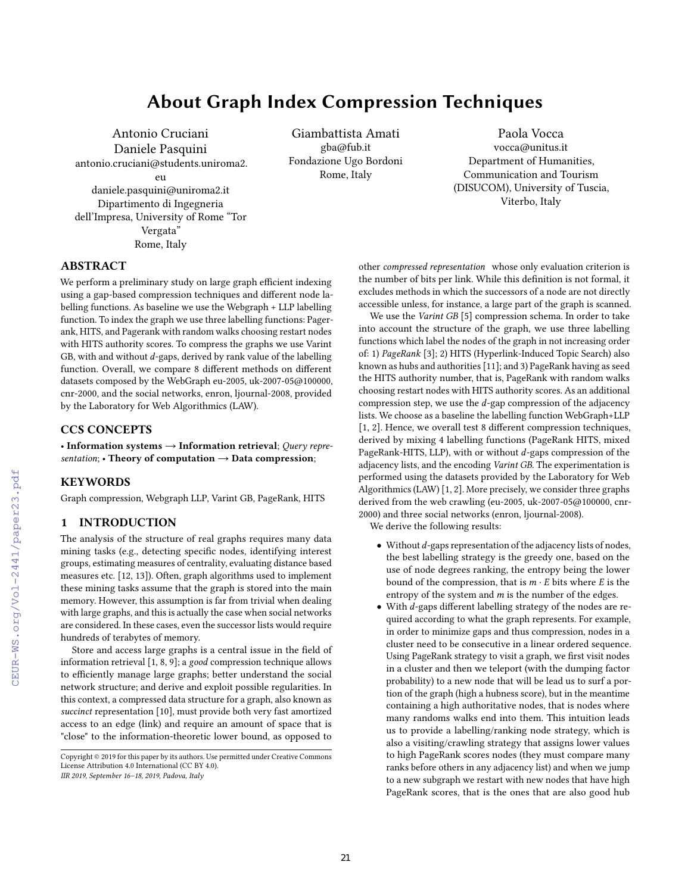# About Graph Index Compression Techniques

Antonio Cruciani
Daniele Pasquini
antonio.cruciani@students.uniroma2.eu
daniele.pasquini@uniroma2.it
Dipartimento di Ingegneria dell'Impresa, University of Rome "Tor Vergata"
Rome, Italy

Giambattista Amati
gba@fub.it
Fondazione Ugo Bordoni
Rome, Italy

Paola Vocca
vocca@unitus.it
Department of Humanities, Communication and Tourism (DISUCOM), University of Tuscia, Viterbo, Italy

## ABSTRACT

We perform a preliminary study on large graph efficient indexing using a gap-based compression techniques and different node labelling functions. As baseline we use the Webgraph + LLP labelling function. To index the graph we use three labelling functions: Pagerank, HITS, and Pagerank with random walks choosing restart nodes with HITS authority scores. To compress the graphs we use Varint GB, with and without $d$-gaps, derived by rank value of the labelling function. Overall, we compare 8 different methods on different datasets composed by the WebGraph eu-2005, uk-2007-05@100000, cnr-2000, and the social networks, enron, ljournal-2008, provided by the Laboratory for Web Algorithmics (LAW).

## CCS CONCEPTS

• **Information systems** → **Information retrieval**; *Query representation*; • **Theory of computation** → **Data compression**;

## KEYWORDS

Graph compression, Webgraph LLP, Varint GB, PageRank, HITS

## 1 INTRODUCTION

The analysis of the structure of real graphs requires many data mining tasks (e.g., detecting specific nodes, identifying interest groups, estimating measures of centrality, evaluating distance based measures etc. [12, 13]). Often, graph algorithms used to implement these mining tasks assume that the graph is stored into the main memory. However, this assumption is far from trivial when dealing with large graphs, and this is actually the case when social networks are considered. In these cases, even the successor lists would require hundreds of terabytes of memory.

Store and access large graphs is a central issue in the field of information retrieval [1, 8, 9]; a *good* compression technique allows to efficiently manage large graphs; better understand the social network structure; and derive and exploit possible regularities. In this context, a compressed data structure for a graph, also known as *succinct* representation [10], must provide both very fast amortized access to an edge (link) and require an amount of space that is "close" to the information-theoretic lower bound, as opposed to other *compressed representation* whose only evaluation criterion is the number of bits per link. While this definition is not formal, it excludes methods in which the successors of a node are not directly accessible unless, for instance, a large part of the graph is scanned.

We use the *Varint GB* [5] compression schema. In order to take into account the structure of the graph, we use three labelling functions which label the nodes of the graph in not increasing order of: 1) *PageRank* [3]; 2) HITS (Hyperlink-Induced Topic Search) also known as hubs and authorities [11]; and 3) PageRank having as seed the HITS authority number, that is, PageRank with random walks choosing restart nodes with HITS authority scores. As an additional compression step, we use the $d$-gap compression of the adjacency lists. We choose as a baseline the labelling function WebGraph+LLP [1, 2]. Hence, we overall test 8 different compression techniques, derived by mixing 4 labelling functions (PageRank HITS, mixed PageRank-HITS, LLP), with or without $d$-gaps compression of the adjacency lists, and the encoding *Varint GB*. The experimentation is performed using the datasets provided by the Laboratory for Web Algorithmics (LAW) [1, 2]. More precisely, we consider three graphs derived from the web crawling (eu-2005, uk-2007-05@100000, cnr-2000) and three social networks (enron, ljournal-2008).

We derive the following results:

- Without $d$-gaps representation of the adjacency lists of nodes, the best labelling strategy is the greedy one, based on the use of node degrees ranking, the entropy being the lower bound of the compression, that is $m \cdot E$ bits where $E$ is the entropy of the system and $m$ is the number of the edges.
- With $d$-gaps different labelling strategy of the nodes are required according to what the graph represents. For example, in order to minimize gaps and thus compression, nodes in a cluster need to be consecutive in a linear ordered sequence. Using PageRank strategy to visit a graph, we first visit nodes in a cluster and then we teleport (with the dumping factor probability) to a new node that will be lead us to surf a portion of the graph (high a hubness score), but in the meantime containing a high authoritative nodes, that is nodes where many randoms walks end into them. This intuition leads us to provide a labelling/ranking node strategy, which is also a visiting/crawling strategy that assigns lower values to high PageRank scores nodes (they must compare many ranks before others in any adjacency list) and when we jump to a new subgraph we restart with new nodes that have high PageRank scores, that is the ones that are also good hub

Copyright © 2019 for this paper by its authors. Use permitted under Creative Commons License Attribution 4.0 International (CC BY 4.0).
*IIR 2019, September 16–18, 2019, Padova, Italy*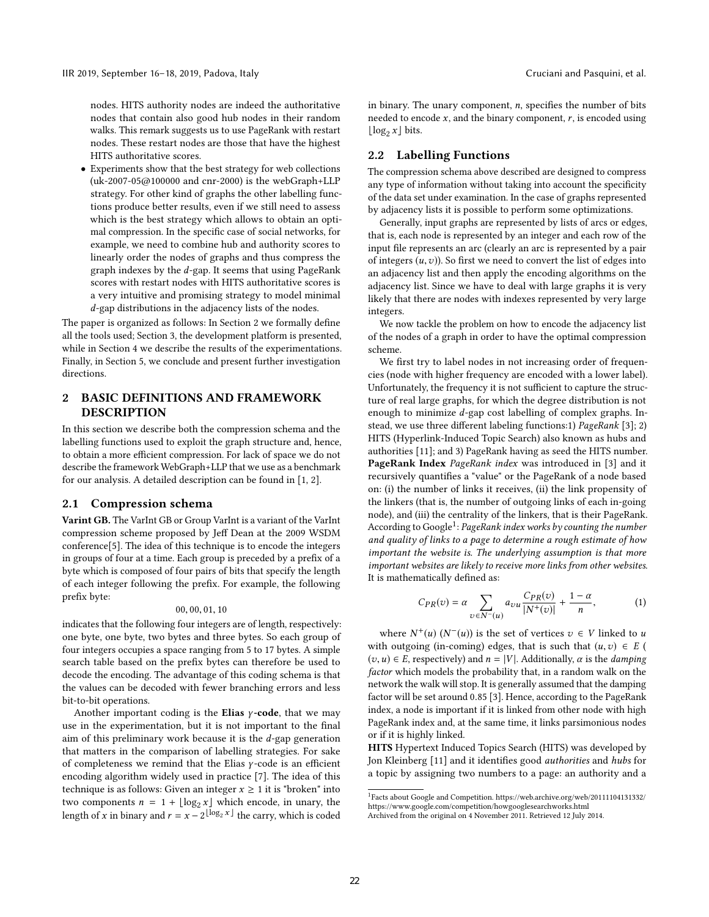nodes. HITS authority nodes are indeed the authoritative nodes that contain also good hub nodes in their random walks. This remark suggests us to use PageRank with restart nodes. These restart nodes are those that have the highest HITS authoritative scores.

- Experiments show that the best strategy for web collections (uk-2007-05@100000 and cnr-2000) is the webGraph+LLP strategy. For other kind of graphs the other labelling functions produce better results, even if we still need to assess which is the best strategy which allows to obtain an optimal compression. In the specific case of social networks, for example, we need to combine hub and authority scores to linearly order the nodes of graphs and thus compress the graph indexes by the $d$-gap. It seems that using PageRank scores with restart nodes with HITS authoritative scores is a very intuitive and promising strategy to model minimal $d$-gap distributions in the adjacency lists of the nodes.

The paper is organized as follows: In Section 2 we formally define all the tools used; Section 3, the development platform is presented, while in Section 4 we describe the results of the experimentations. Finally, in Section 5, we conclude and present further investigation directions.

## 2 BASIC DEFINITIONS AND FRAMEWORK DESCRIPTION

In this section we describe both the compression schema and the labelling functions used to exploit the graph structure and, hence, to obtain a more efficient compression. For lack of space we do not describe the framework WebGraph+LLP that we use as a benchmark for our analysis. A detailed description can be found in [1, 2].

### 2.1 Compression schema

**Varint GB.** The VarInt GB or Group VarInt is a variant of the VarInt compression scheme proposed by Jeff Dean at the 2009 WSDM conference[5]. The idea of this technique is to encode the integers in groups of four at a time. Each group is preceded by a prefix of a byte which is composed of four pairs of bits that specify the length of each integer following the prefix. For example, the following prefix byte:

00, 00, 01, 10

indicates that the following four integers are of length, respectively: one byte, one byte, two bytes and three bytes. So each group of four integers occupies a space ranging from 5 to 17 bytes. A simple search table based on the prefix bytes can therefore be used to decode the encoding. The advantage of this coding schema is that the values can be decoded with fewer branching errors and less bit-to-bit operations.

Another important coding is the **Elias $\gamma$-code**, that we may use in the experimentation, but it is not important to the final aim of this preliminary work because it is the $d$-gap generation that matters in the comparison of labelling strategies. For sake of completeness we remind that the Elias $\gamma$-code is an efficient encoding algorithm widely used in practice [7]. The idea of this technique is as follows: Given an integer $x \geq 1$ it is "broken" into two components $n = 1 + \lfloor \log_2 x \rfloor$ which encode, in unary, the length of $x$ in binary and $r = x - 2^{\lfloor \log_2 x \rfloor}$ the carry, which is coded in binary. The unary component, $n$, specifies the number of bits needed to encode $x$, and the binary component, $r$, is encoded using $\lfloor \log_2 x \rfloor$ bits.

### 2.2 Labelling Functions

The compression schema above described are designed to compress any type of information without taking into account the specificity of the data set under examination. In the case of graphs represented by adjacency lists it is possible to perform some optimizations.

Generally, input graphs are represented by lists of arcs or edges, that is, each node is represented by an integer and each row of the input file represents an arc (clearly an arc is represented by a pair of integers $(u, v)$). So first we need to convert the list of edges into an adjacency list and then apply the encoding algorithms on the adjacency list. Since we have to deal with large graphs it is very likely that there are nodes with indexes represented by very large integers.

We now tackle the problem on how to encode the adjacency list of the nodes of a graph in order to have the optimal compression scheme.

We first try to label nodes in not increasing order of frequencies (node with higher frequency are encoded with a lower label). Unfortunately, the frequency it is not sufficient to capture the structure of real large graphs, for which the degree distribution is not enough to minimize $d$-gap cost labelling of complex graphs. Instead, we use three different labeling functions:1) *PageRank* [3]; 2) HITS (Hyperlink-Induced Topic Search) also known as hubs and authorities [11]; and 3) PageRank having as seed the HITS number.

**PageRank Index** *PageRank index* was introduced in [3] and it recursively quantifies a "value" or the PageRank of a node based on: (i) the number of links it receives, (ii) the link propensity of the linkers (that is, the number of outgoing links of each in-going node), and (iii) the centrality of the linkers, that is their PageRank. According to Google[1]: *PageRank index works by counting the number and quality of links to a page to determine a rough estimate of how important the website is. The underlying assumption is that more important websites are likely to receive more links from other websites.* It is mathematically defined as:

$$C_{PR}(v) = \alpha \sum_{v \in N^{-}(u)} a_{vu} \frac{C_{PR}(v)}{|N^{+}(v)|} + \frac{1-\alpha}{n}, \tag{1}$$

where $N^{+}(u)$ ($N^{-}(u)$) is the set of vertices $v \in V$ linked to $u$ with outgoing (in-coming) edges, that is such that $(u, v) \in E$ ( $(v, u) \in E$, respectively) and $n = |V|$. Additionally, $\alpha$ is the *damping factor* which models the probability that, in a random walk on the network the walk will stop. It is generally assumed that the damping factor will be set around 0.85 [3]. Hence, according to the PageRank index, a node is important if it is linked from other node with high PageRank index and, at the same time, it links parsimonious nodes or if it is highly linked.

**HITS** Hypertext Induced Topics Search (HITS) was developed by Jon Kleinberg [11] and it identifies good *authorities* and *hubs* for a topic by assigning two numbers to a page: an authority and a

[1] Facts about Google and Competition. https://web.archive.org/web/20111104131332/https://www.google.com/competition/howgooglesearchworks.html
Archived from the original on 4 November 2011. Retrieved 12 July 2014.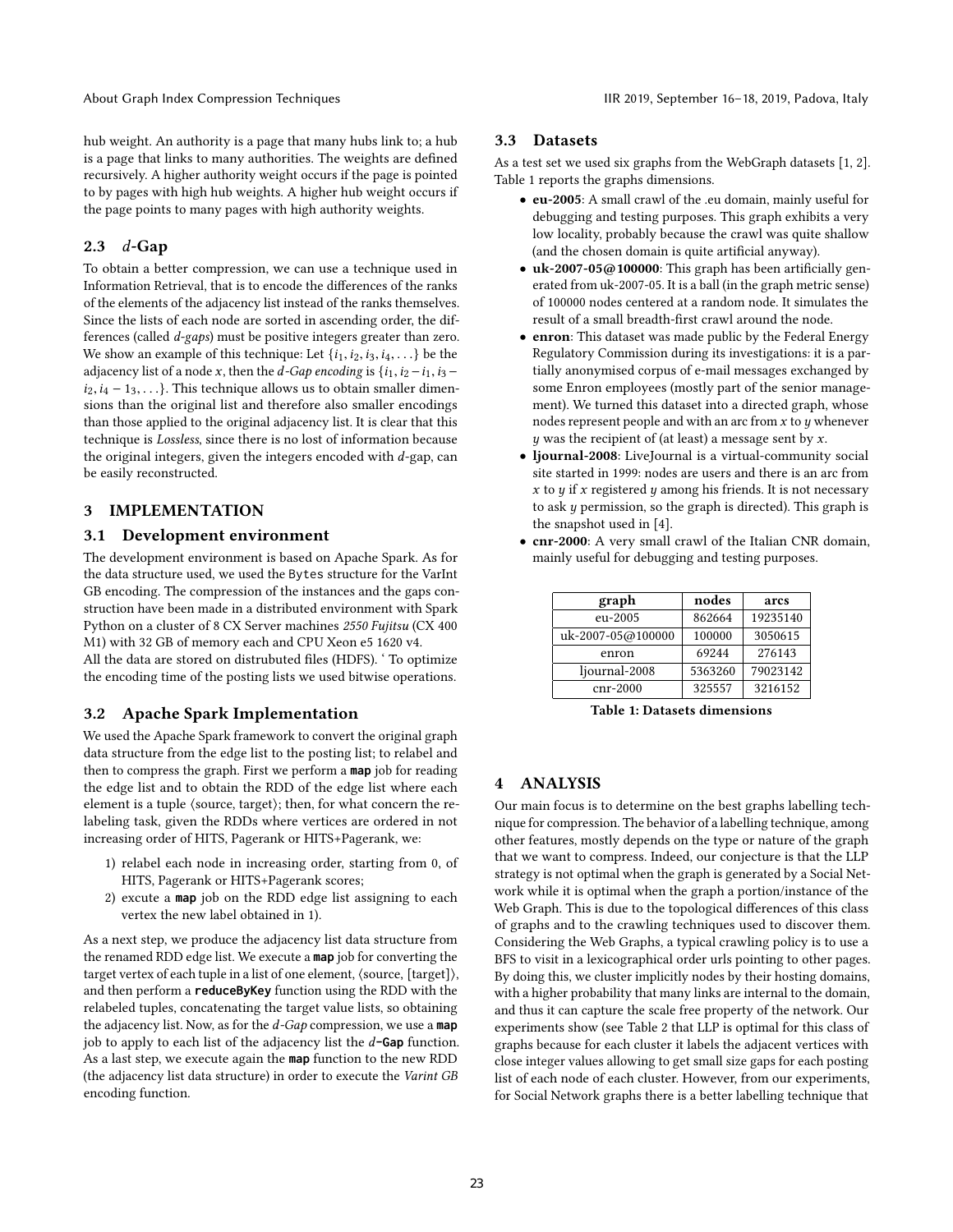hub weight. An authority is a page that many hubs link to; a hub is a page that links to many authorities. The weights are defined recursively. A higher authority weight occurs if the page is pointed to by pages with high hub weights. A higher hub weight occurs if the page points to many pages with high authority weights.

### 2.3 $d$-Gap

To obtain a better compression, we can use a technique used in Information Retrieval, that is to encode the differences of the ranks of the elements of the adjacency list instead of the ranks themselves. Since the lists of each node are sorted in ascending order, the differences (called *d-gaps*) must be positive integers greater than zero. We show an example of this technique: Let $\{i_1, i_2, i_3, i_4, \ldots\}$ be the adjacency list of a node $x$, then the *d-Gap encoding* is $\{i_1, i_2 - i_1, i_3 - i_2, i_4 - 1_3, \ldots\}$. This technique allows us to obtain smaller dimensions than the original list and therefore also smaller encodings than those applied to the original adjacency list. It is clear that this technique is *Lossless*, since there is no lost of information because the original integers, given the integers encoded with $d$-gap, can be easily reconstructed.

## 3 IMPLEMENTATION

### 3.1 Development environment

The development environment is based on Apache Spark. As for the data structure used, we used the Bytes structure for the VarInt GB encoding. The compression of the instances and the gaps construction have been made in a distributed environment with Spark Python on a cluster of 8 CX Server machines *2550 Fujitsu* (CX 400 M1) with 32 GB of memory each and CPU Xeon e5 1620 v4.
All the data are stored on distrubuted files (HDFS). ' To optimize the encoding time of the posting lists we used bitwise operations.

### 3.2 Apache Spark Implementation

We used the Apache Spark framework to convert the original graph data structure from the edge list to the posting list; to relabel and then to compress the graph. First we perform a **map** job for reading the edge list and to obtain the RDD of the edge list where each element is a tuple ⟨source, target⟩; then, for what concern the relabeling task, given the RDDs where vertices are ordered in not increasing order of HITS, Pagerank or HITS+Pagerank, we:

1) relabel each node in increasing order, starting from 0, of HITS, Pagerank or HITS+Pagerank scores;
2) excute a **map** job on the RDD edge list assigning to each vertex the new label obtained in 1).

As a next step, we produce the adjacency list data structure from the renamed RDD edge list. We execute a **map** job for converting the target vertex of each tuple in a list of one element, ⟨source, [target]⟩, and then perform a **reduceByKey** function using the RDD with the relabeled tuples, concatenating the target value lists, so obtaining the adjacency list. Now, as for the *d-Gap* compression, we use a **map** job to apply to each list of the adjacency list the *d***-Gap** function. As a last step, we execute again the **map** function to the new RDD (the adjacency list data structure) in order to execute the *Varint GB* encoding function.

### 3.3 Datasets

As a test set we used six graphs from the WebGraph datasets [1, 2]. Table 1 reports the graphs dimensions.

- **eu-2005**: A small crawl of the .eu domain, mainly useful for debugging and testing purposes. This graph exhibits a very low locality, probably because the crawl was quite shallow (and the chosen domain is quite artificial anyway).
- **uk-2007-05@100000**: This graph has been artificially generated from uk-2007-05. It is a ball (in the graph metric sense) of 100000 nodes centered at a random node. It simulates the result of a small breadth-first crawl around the node.
- **enron**: This dataset was made public by the Federal Energy Regulatory Commission during its investigations: it is a partially anonymised corpus of e-mail messages exchanged by some Enron employees (mostly part of the senior management). We turned this dataset into a directed graph, whose nodes represent people and with an arc from $x$ to $y$ whenever $y$ was the recipient of (at least) a message sent by $x$.
- **ljournal-2008**: LiveJournal is a virtual-community social site started in 1999: nodes are users and there is an arc from $x$ to $y$ if $x$ registered $y$ among his friends. It is not necessary to ask $y$ permission, so the graph is directed). This graph is the snapshot used in [4].
- **cnr-2000**: A very small crawl of the Italian CNR domain, mainly useful for debugging and testing purposes.

| graph | nodes | arcs |
|---|---|---|
| eu-2005 | 862664 | 19235140 |
| uk-2007-05@100000 | 100000 | 3050615 |
| enron | 69244 | 276143 |
| ljournal-2008 | 5363260 | 79023142 |
| cnr-2000 | 325557 | 3216152 |

**Table 1: Datasets dimensions**

## 4 ANALYSIS

Our main focus is to determine on the best graphs labelling technique for compression. The behavior of a labelling technique, among other features, mostly depends on the type or nature of the graph that we want to compress. Indeed, our conjecture is that the LLP strategy is not optimal when the graph is generated by a Social Network while it is optimal when the graph a portion/instance of the Web Graph. This is due to the topological differences of this class of graphs and to the crawling techniques used to discover them. Considering the Web Graphs, a typical crawling policy is to use a BFS to visit in a lexicographical order urls pointing to other pages. By doing this, we cluster implicitly nodes by their hosting domains, with a higher probability that many links are internal to the domain, and thus it can capture the scale free property of the network. Our experiments show (see Table 2 that LLP is optimal for this class of graphs because for each cluster it labels the adjacent vertices with close integer values allowing to get small size gaps for each posting list of each node of each cluster. However, from our experiments, for Social Network graphs there is a better labelling technique that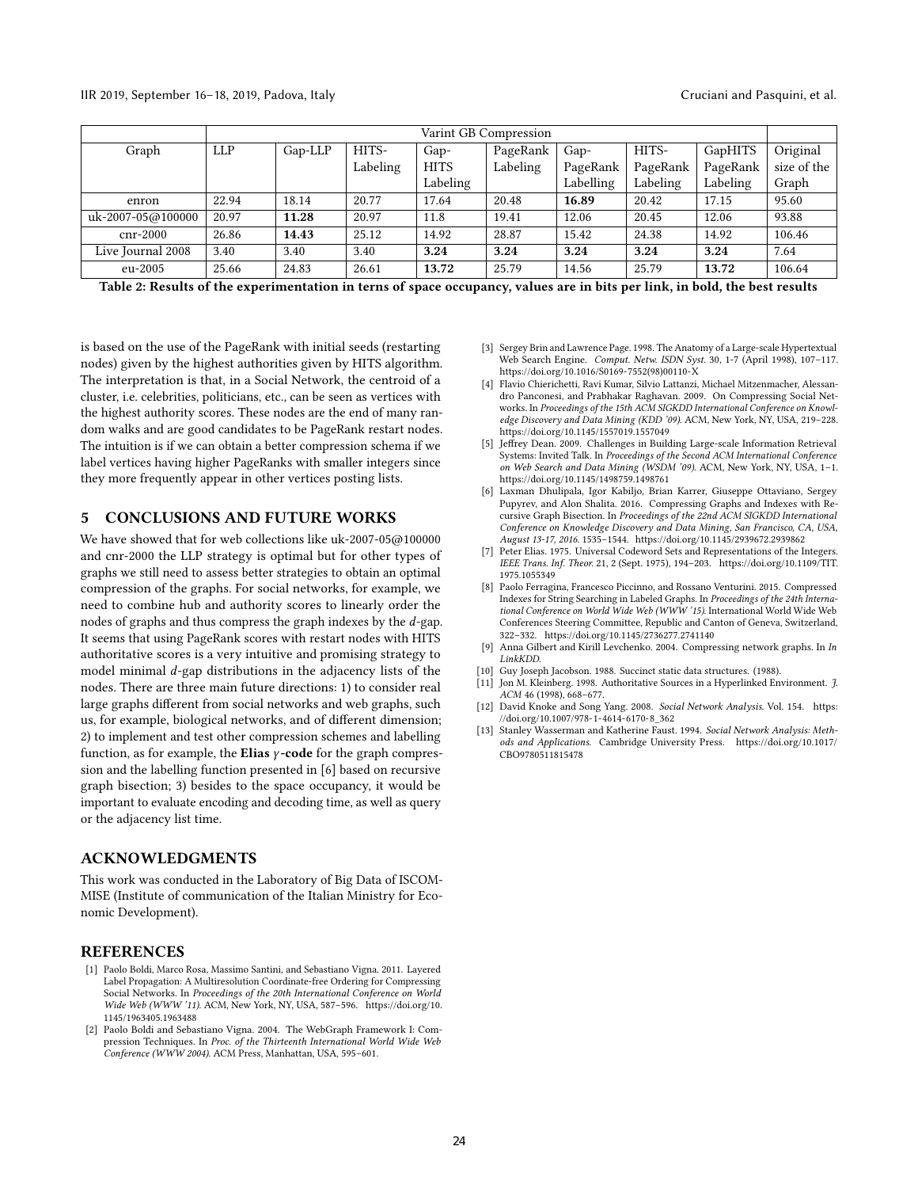| Graph | Varint GB Compression | | | | | | | | Original size of the Graph |
|---|---|---|---|---|---|---|---|---|---|
| | LLP | Gap-LLP | HITS-Labeling | Gap-HITS Labeling | PageRank Labeling | Gap-PageRank Labelling | HITS-PageRank Labeling | GapHITS PageRank Labeling | |
| enron | 22.94 | 18.14 | 20.77 | 17.64 | 20.48 | **16.89** | 20.42 | 17.15 | 95.60 |
| uk-2007-05@100000 | 20.97 | **11.28** | 20.97 | 11.8 | 19.41 | 12.06 | 20.45 | 12.06 | 93.88 |
| cnr-2000 | 26.86 | **14.43** | 25.12 | 14.92 | 28.87 | 15.42 | 24.38 | 14.92 | 106.46 |
| Live Journal 2008 | 3.40 | 3.40 | 3.40 | **3.24** | **3.24** | **3.24** | **3.24** | **3.24** | 7.64 |
| eu-2005 | 25.66 | 24.83 | 26.61 | **13.72** | 25.79 | 14.56 | 25.79 | **13.72** | 106.64 |

**Table 2: Results of the experimentation in terns of space occupancy, values are in bits per link, in bold, the best results**

is based on the use of the PageRank with initial seeds (restarting nodes) given by the highest authorities given by HITS algorithm. The interpretation is that, in a Social Network, the centroid of a cluster, i.e. celebrities, politicians, etc., can be seen as vertices with the highest authority scores. These nodes are the end of many random walks and are good candidates to be PageRank restart nodes. The intuition is if we can obtain a better compression schema if we label vertices having higher PageRanks with smaller integers since they more frequently appear in other vertices posting lists.

## 5 CONCLUSIONS AND FUTURE WORKS

We have showed that for web collections like uk-2007-05@100000 and cnr-2000 the LLP strategy is optimal but for other types of graphs we still need to assess better strategies to obtain an optimal compression of the graphs. For social networks, for example, we need to combine hub and authority scores to linearly order the nodes of graphs and thus compress the graph indexes by the $d$-gap. It seems that using PageRank scores with restart nodes with HITS authoritative scores is a very intuitive and promising strategy to model minimal $d$-gap distributions in the adjacency lists of the nodes. There are three main future directions: 1) to consider real large graphs different from social networks and web graphs, such us, for example, biological networks, and of different dimension; 2) to implement and test other compression schemes and labelling function, as for example, the **Elias $\gamma$-code** for the graph compression and the labelling function presented in [6] based on recursive graph bisection; 3) besides to the space occupancy, it would be important to evaluate encoding and decoding time, as well as query or the adjacency list time.

## ACKNOWLEDGMENTS

This work was conducted in the Laboratory of Big Data of ISCOM-MISE (Institute of communication of the Italian Ministry for Economic Development).

## REFERENCES

[1] Paolo Boldi, Marco Rosa, Massimo Santini, and Sebastiano Vigna. 2011. Layered Label Propagation: A Multiresolution Coordinate-free Ordering for Compressing Social Networks. In *Proceedings of the 20th International Conference on World Wide Web (WWW '11)*. ACM, New York, NY, USA, 587–596. https://doi.org/10.1145/1963405.1963488

[2] Paolo Boldi and Sebastiano Vigna. 2004. The WebGraph Framework I: Compression Techniques. In *Proc. of the Thirteenth International World Wide Web Conference (WWW 2004)*. ACM Press, Manhattan, USA, 595–601.

[3] Sergey Brin and Lawrence Page. 1998. The Anatomy of a Large-scale Hypertextual Web Search Engine. *Comput. Netw. ISDN Syst.* 30, 1-7 (April 1998), 107–117. https://doi.org/10.1016/S0169-7552(98)00110-X

[4] Flavio Chierichetti, Ravi Kumar, Silvio Lattanzi, Michael Mitzenmacher, Alessandro Panconesi, and Prabhakar Raghavan. 2009. On Compressing Social Networks. In *Proceedings of the 15th ACM SIGKDD International Conference on Knowledge Discovery and Data Mining (KDD '09)*. ACM, New York, NY, USA, 219–228. https://doi.org/10.1145/1557019.1557049

[5] Jeffrey Dean. 2009. Challenges in Building Large-scale Information Retrieval Systems: Invited Talk. In *Proceedings of the Second ACM International Conference on Web Search and Data Mining (WSDM '09)*. ACM, New York, NY, USA, 1–1. https://doi.org/10.1145/1498759.1498761

[6] Laxman Dhulipala, Igor Kabiljo, Brian Karrer, Giuseppe Ottaviano, Sergey Pupyrev, and Alon Shalita. 2016. Compressing Graphs and Indexes with Recursive Graph Bisection. In *Proceedings of the 22nd ACM SIGKDD International Conference on Knowledge Discovery and Data Mining, San Francisco, CA, USA, August 13-17, 2016.* 1535–1544. https://doi.org/10.1145/2939672.2939862

[7] Peter Elias. 1975. Universal Codeword Sets and Representations of the Integers. *IEEE Trans. Inf. Theor.* 21, 2 (Sept. 1975), 194–203. https://doi.org/10.1109/TIT.1975.1055349

[8] Paolo Ferragina, Francesco Piccinno, and Rossano Venturini. 2015. Compressed Indexes for String Searching in Labeled Graphs. In *Proceedings of the 24th International Conference on World Wide Web (WWW '15)*. International World Wide Web Conferences Steering Committee, Republic and Canton of Geneva, Switzerland, 322–332. https://doi.org/10.1145/2736277.2741140

[9] Anna Gilbert and Kirill Levchenko. 2004. Compressing network graphs. In *In LinkKDD*.

[10] Guy Joseph Jacobson. 1988. Succinct static data structures. (1988).

[11] Jon M. Kleinberg. 1998. Authoritative Sources in a Hyperlinked Environment. *J. ACM* 46 (1998), 668–677.

[12] David Knoke and Song Yang. 2008. *Social Network Analysis*. Vol. 154. https://doi.org/10.1007/978-1-4614-6170-8_362

[13] Stanley Wasserman and Katherine Faust. 1994. *Social Network Analysis: Methods and Applications*. Cambridge University Press. https://doi.org/10.1017/CBO9780511815478